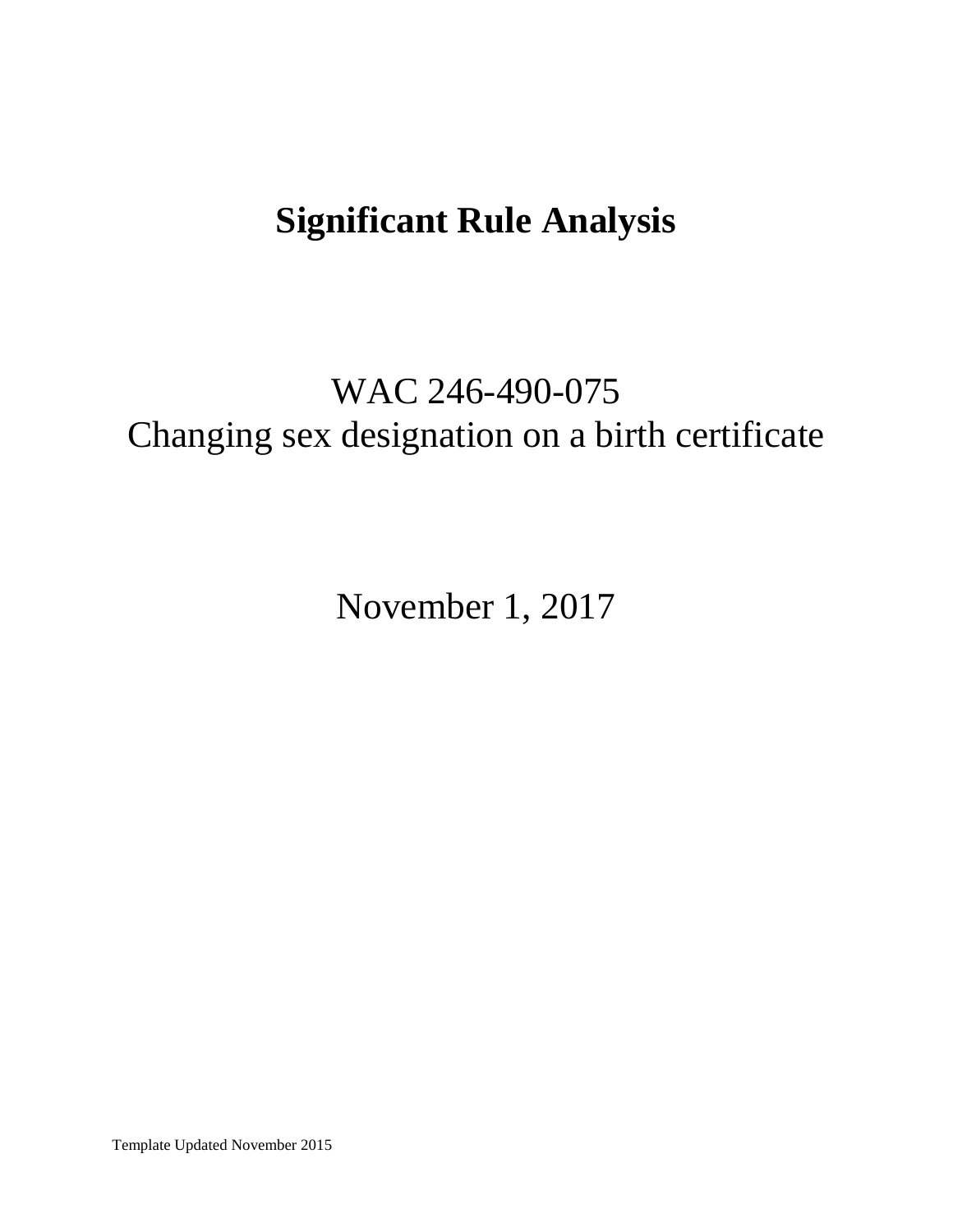# Significant Rule Analysis

WAC 246-490-075
Changing sex designation on a birth certificate

November 1, 2017

Template Updated November 2015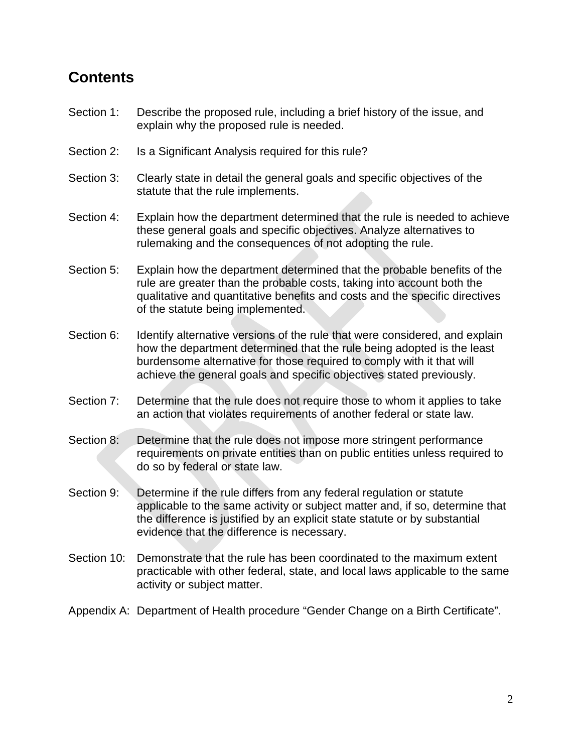## Contents

Section 1: Describe the proposed rule, including a brief history of the issue, and explain why the proposed rule is needed.

Section 2: Is a Significant Analysis required for this rule?

Section 3: Clearly state in detail the general goals and specific objectives of the statute that the rule implements.

Section 4: Explain how the department determined that the rule is needed to achieve these general goals and specific objectives. Analyze alternatives to rulemaking and the consequences of not adopting the rule.

Section 5: Explain how the department determined that the probable benefits of the rule are greater than the probable costs, taking into account both the qualitative and quantitative benefits and costs and the specific directives of the statute being implemented.

Section 6: Identify alternative versions of the rule that were considered, and explain how the department determined that the rule being adopted is the least burdensome alternative for those required to comply with it that will achieve the general goals and specific objectives stated previously.

Section 7: Determine that the rule does not require those to whom it applies to take an action that violates requirements of another federal or state law.

Section 8: Determine that the rule does not impose more stringent performance requirements on private entities than on public entities unless required to do so by federal or state law.

Section 9: Determine if the rule differs from any federal regulation or statute applicable to the same activity or subject matter and, if so, determine that the difference is justified by an explicit state statute or by substantial evidence that the difference is necessary.

Section 10: Demonstrate that the rule has been coordinated to the maximum extent practicable with other federal, state, and local laws applicable to the same activity or subject matter.

Appendix A: Department of Health procedure "Gender Change on a Birth Certificate".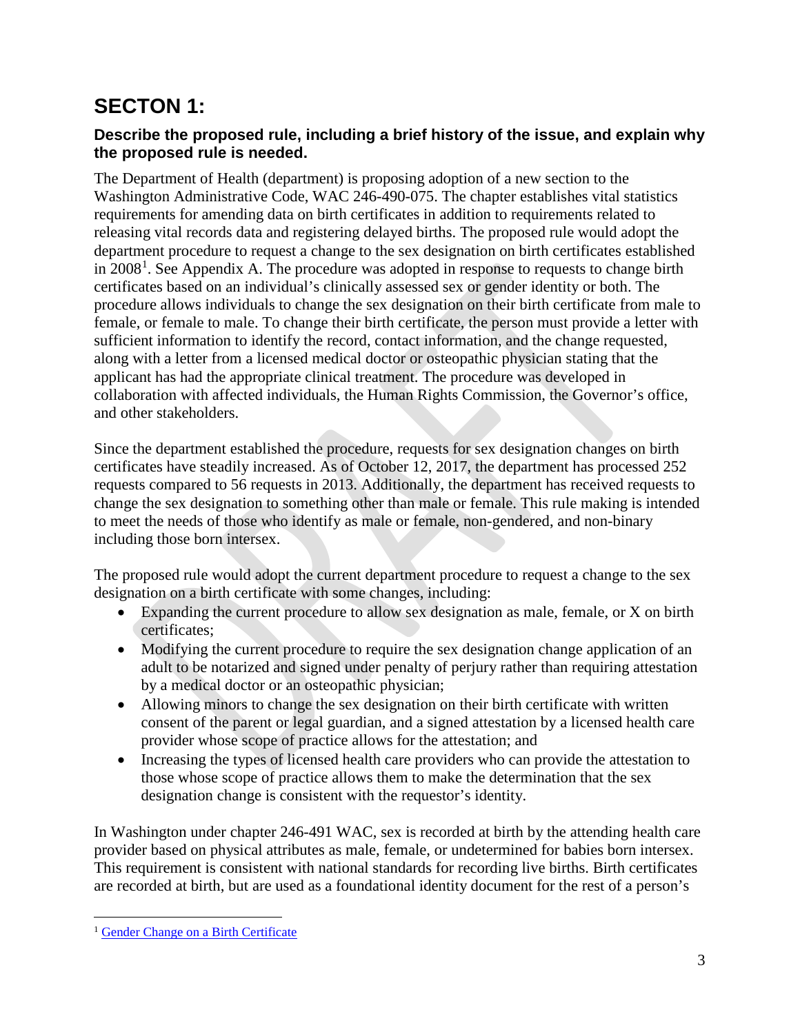# SECTON 1:

### Describe the proposed rule, including a brief history of the issue, and explain why the proposed rule is needed.

The Department of Health (department) is proposing adoption of a new section to the Washington Administrative Code, WAC 246-490-075. The chapter establishes vital statistics requirements for amending data on birth certificates in addition to requirements related to releasing vital records data and registering delayed births. The proposed rule would adopt the department procedure to request a change to the sex designation on birth certificates established in 2008[1]. See Appendix A. The procedure was adopted in response to requests to change birth certificates based on an individual's clinically assessed sex or gender identity or both. The procedure allows individuals to change the sex designation on their birth certificate from male to female, or female to male. To change their birth certificate, the person must provide a letter with sufficient information to identify the record, contact information, and the change requested, along with a letter from a licensed medical doctor or osteopathic physician stating that the applicant has had the appropriate clinical treatment. The procedure was developed in collaboration with affected individuals, the Human Rights Commission, the Governor's office, and other stakeholders.

Since the department established the procedure, requests for sex designation changes on birth certificates have steadily increased. As of October 12, 2017, the department has processed 252 requests compared to 56 requests in 2013. Additionally, the department has received requests to change the sex designation to something other than male or female. This rule making is intended to meet the needs of those who identify as male or female, non-gendered, and non-binary including those born intersex.

The proposed rule would adopt the current department procedure to request a change to the sex designation on a birth certificate with some changes, including:

- Expanding the current procedure to allow sex designation as male, female, or X on birth certificates;
- Modifying the current procedure to require the sex designation change application of an adult to be notarized and signed under penalty of perjury rather than requiring attestation by a medical doctor or an osteopathic physician;
- Allowing minors to change the sex designation on their birth certificate with written consent of the parent or legal guardian, and a signed attestation by a licensed health care provider whose scope of practice allows for the attestation; and
- Increasing the types of licensed health care providers who can provide the attestation to those whose scope of practice allows them to make the determination that the sex designation change is consistent with the requestor's identity.

In Washington under chapter 246-491 WAC, sex is recorded at birth by the attending health care provider based on physical attributes as male, female, or undetermined for babies born intersex. This requirement is consistent with national standards for recording live births. Birth certificates are recorded at birth, but are used as a foundational identity document for the rest of a person's

[1] Gender Change on a Birth Certificate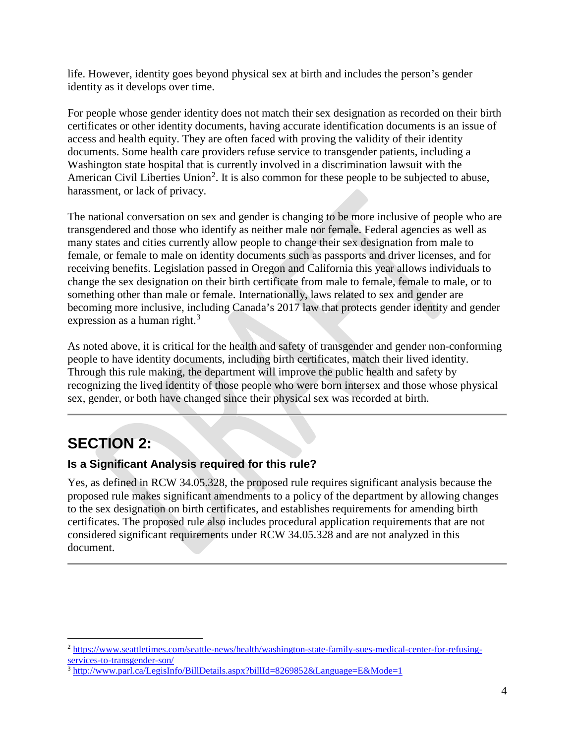life. However, identity goes beyond physical sex at birth and includes the person's gender identity as it develops over time.

For people whose gender identity does not match their sex designation as recorded on their birth certificates or other identity documents, having accurate identification documents is an issue of access and health equity. They are often faced with proving the validity of their identity documents. Some health care providers refuse service to transgender patients, including a Washington state hospital that is currently involved in a discrimination lawsuit with the American Civil Liberties Union[2]. It is also common for these people to be subjected to abuse, harassment, or lack of privacy.

The national conversation on sex and gender is changing to be more inclusive of people who are transgendered and those who identify as neither male nor female. Federal agencies as well as many states and cities currently allow people to change their sex designation from male to female, or female to male on identity documents such as passports and driver licenses, and for receiving benefits. Legislation passed in Oregon and California this year allows individuals to change the sex designation on their birth certificate from male to female, female to male, or to something other than male or female. Internationally, laws related to sex and gender are becoming more inclusive, including Canada's 2017 law that protects gender identity and gender expression as a human right.[3]

As noted above, it is critical for the health and safety of transgender and gender non-conforming people to have identity documents, including birth certificates, match their lived identity. Through this rule making, the department will improve the public health and safety by recognizing the lived identity of those people who were born intersex and those whose physical sex, gender, or both have changed since their physical sex was recorded at birth.

---

## SECTION 2:

### Is a Significant Analysis required for this rule?

Yes, as defined in RCW 34.05.328, the proposed rule requires significant analysis because the proposed rule makes significant amendments to a policy of the department by allowing changes to the sex designation on birth certificates, and establishes requirements for amending birth certificates. The proposed rule also includes procedural application requirements that are not considered significant requirements under RCW 34.05.328 and are not analyzed in this document.

---

[2] https://www.seattletimes.com/seattle-news/health/washington-state-family-sues-medical-center-for-refusing-services-to-transgender-son/

[3] http://www.parl.ca/LegisInfo/BillDetails.aspx?billId=8269852&Language=E&Mode=1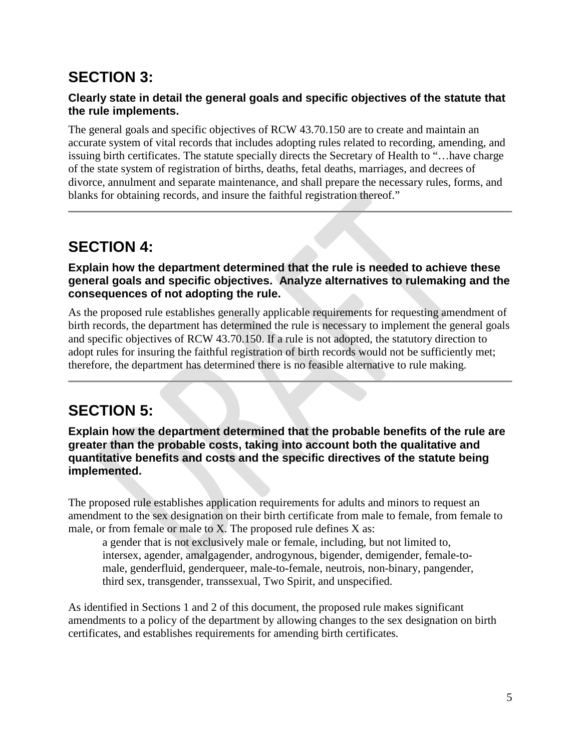## SECTION 3:

### Clearly state in detail the general goals and specific objectives of the statute that the rule implements.

The general goals and specific objectives of RCW 43.70.150 are to create and maintain an accurate system of vital records that includes adopting rules related to recording, amending, and issuing birth certificates. The statute specially directs the Secretary of Health to "…have charge of the state system of registration of births, deaths, fetal deaths, marriages, and decrees of divorce, annulment and separate maintenance, and shall prepare the necessary rules, forms, and blanks for obtaining records, and insure the faithful registration thereof."

---

## SECTION 4:

### Explain how the department determined that the rule is needed to achieve these general goals and specific objectives. Analyze alternatives to rulemaking and the consequences of not adopting the rule.

As the proposed rule establishes generally applicable requirements for requesting amendment of birth records, the department has determined the rule is necessary to implement the general goals and specific objectives of RCW 43.70.150. If a rule is not adopted, the statutory direction to adopt rules for insuring the faithful registration of birth records would not be sufficiently met; therefore, the department has determined there is no feasible alternative to rule making.

---

## SECTION 5:

### Explain how the department determined that the probable benefits of the rule are greater than the probable costs, taking into account both the qualitative and quantitative benefits and costs and the specific directives of the statute being implemented.

The proposed rule establishes application requirements for adults and minors to request an amendment to the sex designation on their birth certificate from male to female, from female to male, or from female or male to X. The proposed rule defines X as:

> a gender that is not exclusively male or female, including, but not limited to, intersex, agender, amalgagender, androgynous, bigender, demigender, female-to-male, genderfluid, genderqueer, male-to-female, neutrois, non-binary, pangender, third sex, transgender, transsexual, Two Spirit, and unspecified.

As identified in Sections 1 and 2 of this document, the proposed rule makes significant amendments to a policy of the department by allowing changes to the sex designation on birth certificates, and establishes requirements for amending birth certificates.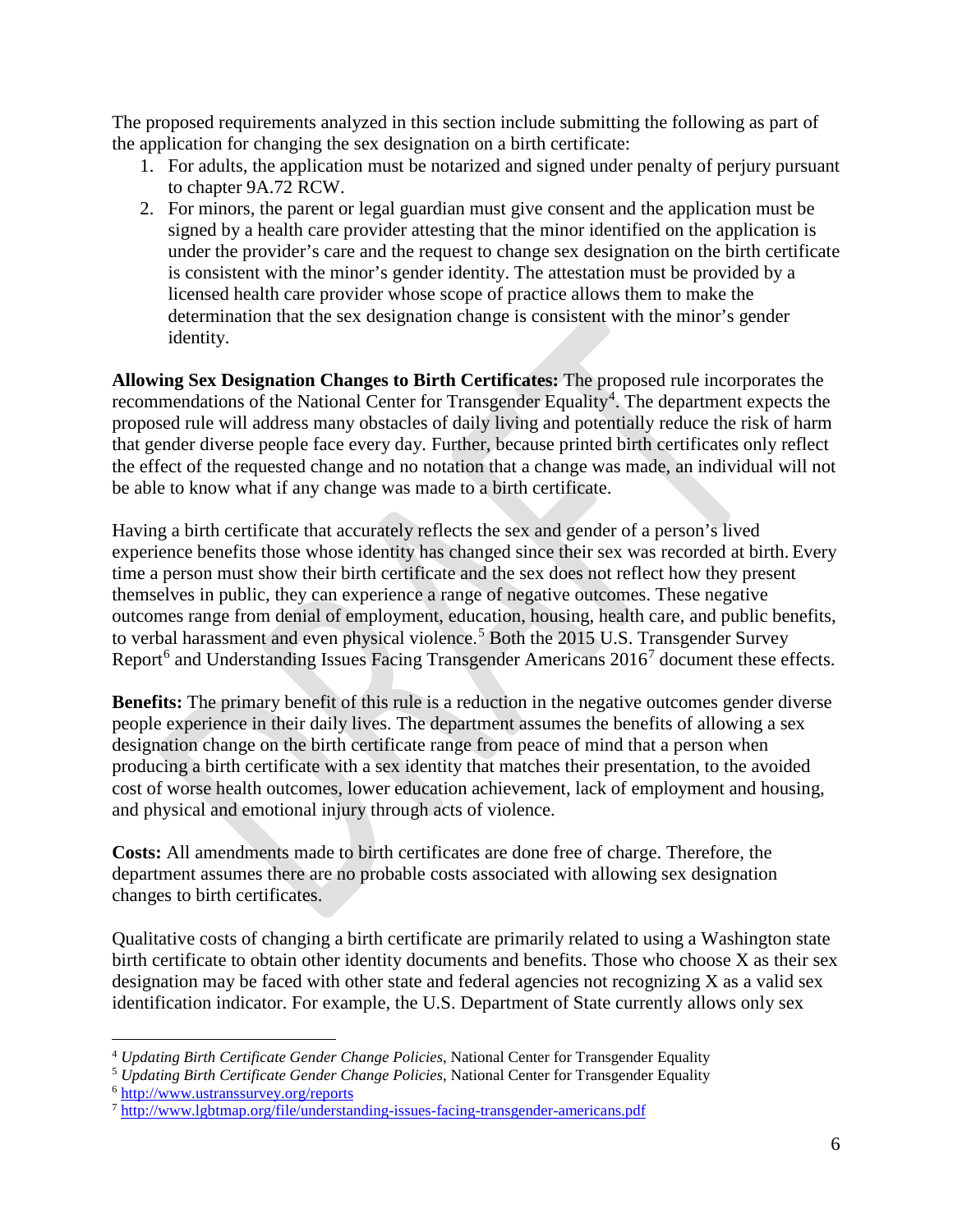The proposed requirements analyzed in this section include submitting the following as part of the application for changing the sex designation on a birth certificate:

1. For adults, the application must be notarized and signed under penalty of perjury pursuant to chapter 9A.72 RCW.
2. For minors, the parent or legal guardian must give consent and the application must be signed by a health care provider attesting that the minor identified on the application is under the provider's care and the request to change sex designation on the birth certificate is consistent with the minor's gender identity. The attestation must be provided by a licensed health care provider whose scope of practice allows them to make the determination that the sex designation change is consistent with the minor's gender identity.

**Allowing Sex Designation Changes to Birth Certificates:** The proposed rule incorporates the recommendations of the National Center for Transgender Equality[4]. The department expects the proposed rule will address many obstacles of daily living and potentially reduce the risk of harm that gender diverse people face every day. Further, because printed birth certificates only reflect the effect of the requested change and no notation that a change was made, an individual will not be able to know what if any change was made to a birth certificate.

Having a birth certificate that accurately reflects the sex and gender of a person's lived experience benefits those whose identity has changed since their sex was recorded at birth. Every time a person must show their birth certificate and the sex does not reflect how they present themselves in public, they can experience a range of negative outcomes. These negative outcomes range from denial of employment, education, housing, health care, and public benefits, to verbal harassment and even physical violence.[5] Both the 2015 U.S. Transgender Survey Report[6] and Understanding Issues Facing Transgender Americans 2016[7] document these effects.

**Benefits:** The primary benefit of this rule is a reduction in the negative outcomes gender diverse people experience in their daily lives. The department assumes the benefits of allowing a sex designation change on the birth certificate range from peace of mind that a person when producing a birth certificate with a sex identity that matches their presentation, to the avoided cost of worse health outcomes, lower education achievement, lack of employment and housing, and physical and emotional injury through acts of violence.

**Costs:** All amendments made to birth certificates are done free of charge. Therefore, the department assumes there are no probable costs associated with allowing sex designation changes to birth certificates.

Qualitative costs of changing a birth certificate are primarily related to using a Washington state birth certificate to obtain other identity documents and benefits. Those who choose X as their sex designation may be faced with other state and federal agencies not recognizing X as a valid sex identification indicator. For example, the U.S. Department of State currently allows only sex

---

[4] *Updating Birth Certificate Gender Change Policies*, National Center for Transgender Equality

[5] *Updating Birth Certificate Gender Change Policies*, National Center for Transgender Equality

[6] http://www.ustranssurvey.org/reports

[7] http://www.lgbtmap.org/file/understanding-issues-facing-transgender-americans.pdf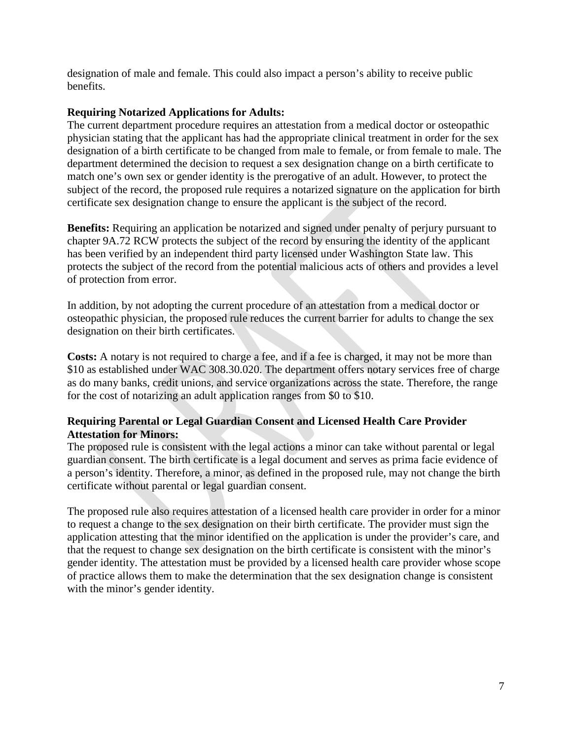designation of male and female. This could also impact a person's ability to receive public benefits.

**Requiring Notarized Applications for Adults:**
The current department procedure requires an attestation from a medical doctor or osteopathic physician stating that the applicant has had the appropriate clinical treatment in order for the sex designation of a birth certificate to be changed from male to female, or from female to male. The department determined the decision to request a sex designation change on a birth certificate to match one's own sex or gender identity is the prerogative of an adult. However, to protect the subject of the record, the proposed rule requires a notarized signature on the application for birth certificate sex designation change to ensure the applicant is the subject of the record.

**Benefits:** Requiring an application be notarized and signed under penalty of perjury pursuant to chapter 9A.72 RCW protects the subject of the record by ensuring the identity of the applicant has been verified by an independent third party licensed under Washington State law. This protects the subject of the record from the potential malicious acts of others and provides a level of protection from error.

In addition, by not adopting the current procedure of an attestation from a medical doctor or osteopathic physician, the proposed rule reduces the current barrier for adults to change the sex designation on their birth certificates.

**Costs:** A notary is not required to charge a fee, and if a fee is charged, it may not be more than $10 as established under WAC 308.30.020. The department offers notary services free of charge as do many banks, credit unions, and service organizations across the state. Therefore, the range for the cost of notarizing an adult application ranges from $0 to $10.

**Requiring Parental or Legal Guardian Consent and Licensed Health Care Provider Attestation for Minors:**
The proposed rule is consistent with the legal actions a minor can take without parental or legal guardian consent. The birth certificate is a legal document and serves as prima facie evidence of a person's identity. Therefore, a minor, as defined in the proposed rule, may not change the birth certificate without parental or legal guardian consent.

The proposed rule also requires attestation of a licensed health care provider in order for a minor to request a change to the sex designation on their birth certificate. The provider must sign the application attesting that the minor identified on the application is under the provider's care, and that the request to change sex designation on the birth certificate is consistent with the minor's gender identity. The attestation must be provided by a licensed health care provider whose scope of practice allows them to make the determination that the sex designation change is consistent with the minor's gender identity.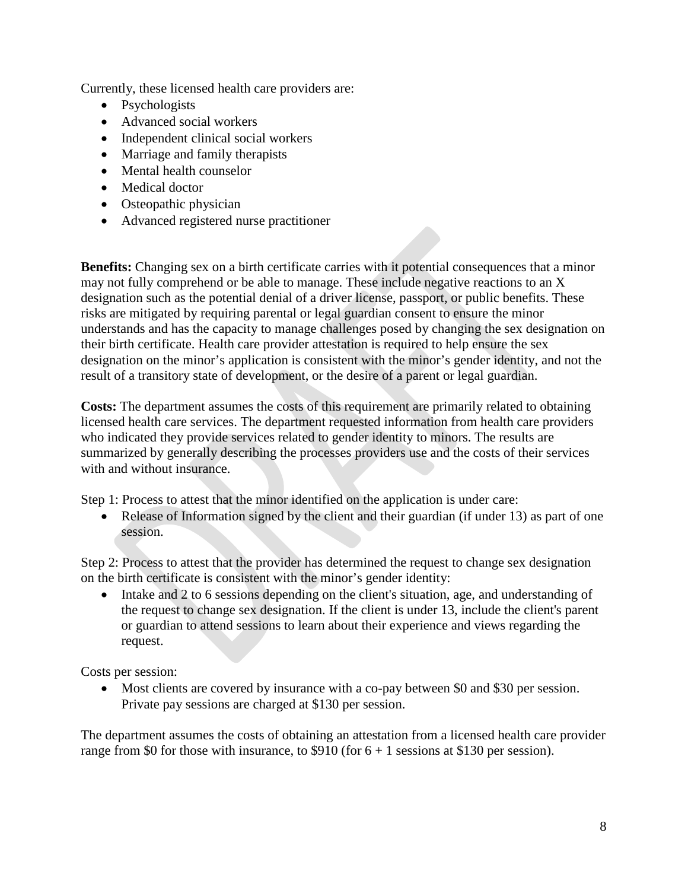Currently, these licensed health care providers are:

- Psychologists
- Advanced social workers
- Independent clinical social workers
- Marriage and family therapists
- Mental health counselor
- Medical doctor
- Osteopathic physician
- Advanced registered nurse practitioner

**Benefits:** Changing sex on a birth certificate carries with it potential consequences that a minor may not fully comprehend or be able to manage. These include negative reactions to an X designation such as the potential denial of a driver license, passport, or public benefits. These risks are mitigated by requiring parental or legal guardian consent to ensure the minor understands and has the capacity to manage challenges posed by changing the sex designation on their birth certificate. Health care provider attestation is required to help ensure the sex designation on the minor's application is consistent with the minor's gender identity, and not the result of a transitory state of development, or the desire of a parent or legal guardian.

**Costs:** The department assumes the costs of this requirement are primarily related to obtaining licensed health care services. The department requested information from health care providers who indicated they provide services related to gender identity to minors. The results are summarized by generally describing the processes providers use and the costs of their services with and without insurance.

Step 1: Process to attest that the minor identified on the application is under care:

- Release of Information signed by the client and their guardian (if under 13) as part of one session.

Step 2: Process to attest that the provider has determined the request to change sex designation on the birth certificate is consistent with the minor's gender identity:

- Intake and 2 to 6 sessions depending on the client's situation, age, and understanding of the request to change sex designation. If the client is under 13, include the client's parent or guardian to attend sessions to learn about their experience and views regarding the request.

Costs per session:

- Most clients are covered by insurance with a co-pay between $0 and $30 per session. Private pay sessions are charged at $130 per session.

The department assumes the costs of obtaining an attestation from a licensed health care provider range from $0 for those with insurance, to $910 (for 6 + 1 sessions at $130 per session).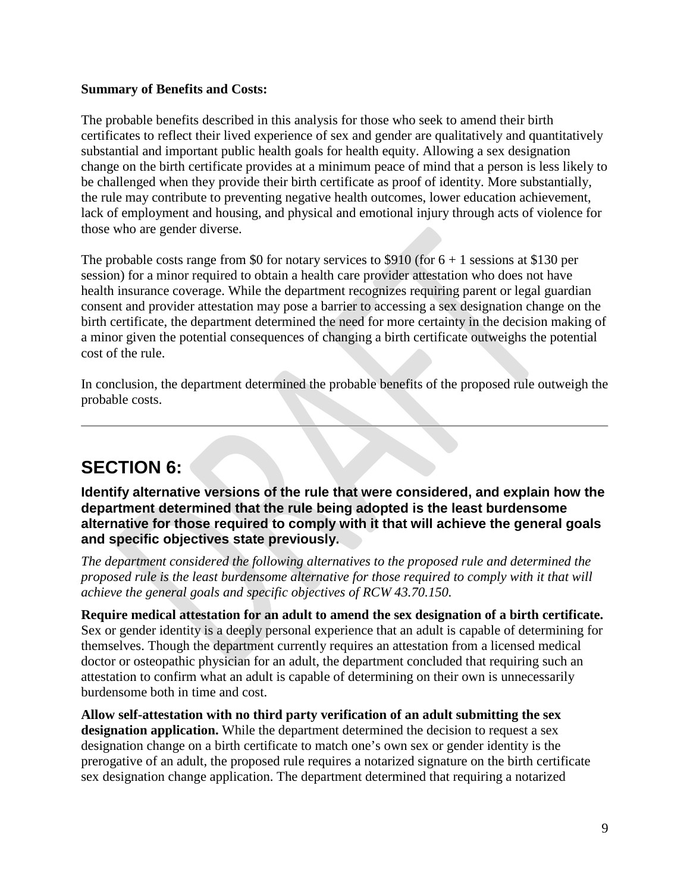**Summary of Benefits and Costs:**

The probable benefits described in this analysis for those who seek to amend their birth certificates to reflect their lived experience of sex and gender are qualitatively and quantitatively substantial and important public health goals for health equity. Allowing a sex designation change on the birth certificate provides at a minimum peace of mind that a person is less likely to be challenged when they provide their birth certificate as proof of identity. More substantially, the rule may contribute to preventing negative health outcomes, lower education achievement, lack of employment and housing, and physical and emotional injury through acts of violence for those who are gender diverse.

The probable costs range from $0 for notary services to $910 (for 6 + 1 sessions at $130 per session) for a minor required to obtain a health care provider attestation who does not have health insurance coverage. While the department recognizes requiring parent or legal guardian consent and provider attestation may pose a barrier to accessing a sex designation change on the birth certificate, the department determined the need for more certainty in the decision making of a minor given the potential consequences of changing a birth certificate outweighs the potential cost of the rule.

In conclusion, the department determined the probable benefits of the proposed rule outweigh the probable costs.

---

## SECTION 6:

**Identify alternative versions of the rule that were considered, and explain how the department determined that the rule being adopted is the least burdensome alternative for those required to comply with it that will achieve the general goals and specific objectives state previously.**

*The department considered the following alternatives to the proposed rule and determined the proposed rule is the least burdensome alternative for those required to comply with it that will achieve the general goals and specific objectives of RCW 43.70.150.*

**Require medical attestation for an adult to amend the sex designation of a birth certificate.** Sex or gender identity is a deeply personal experience that an adult is capable of determining for themselves. Though the department currently requires an attestation from a licensed medical doctor or osteopathic physician for an adult, the department concluded that requiring such an attestation to confirm what an adult is capable of determining on their own is unnecessarily burdensome both in time and cost.

**Allow self-attestation with no third party verification of an adult submitting the sex designation application.** While the department determined the decision to request a sex designation change on a birth certificate to match one's own sex or gender identity is the prerogative of an adult, the proposed rule requires a notarized signature on the birth certificate sex designation change application. The department determined that requiring a notarized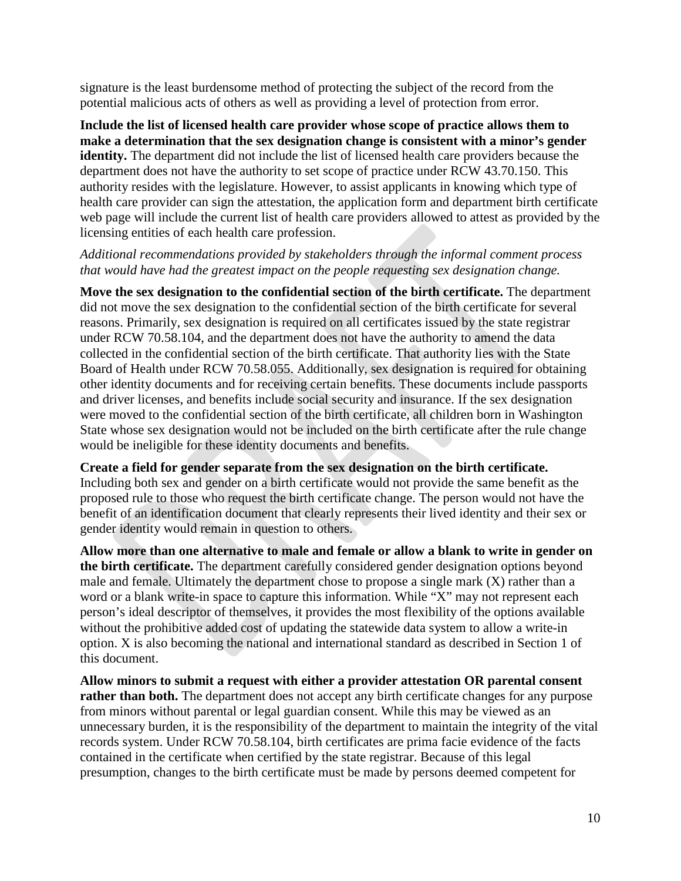signature is the least burdensome method of protecting the subject of the record from the potential malicious acts of others as well as providing a level of protection from error.

**Include the list of licensed health care provider whose scope of practice allows them to make a determination that the sex designation change is consistent with a minor's gender identity.** The department did not include the list of licensed health care providers because the department does not have the authority to set scope of practice under RCW 43.70.150. This authority resides with the legislature. However, to assist applicants in knowing which type of health care provider can sign the attestation, the application form and department birth certificate web page will include the current list of health care providers allowed to attest as provided by the licensing entities of each health care profession.

*Additional recommendations provided by stakeholders through the informal comment process that would have had the greatest impact on the people requesting sex designation change.*

**Move the sex designation to the confidential section of the birth certificate.** The department did not move the sex designation to the confidential section of the birth certificate for several reasons. Primarily, sex designation is required on all certificates issued by the state registrar under RCW 70.58.104, and the department does not have the authority to amend the data collected in the confidential section of the birth certificate. That authority lies with the State Board of Health under RCW 70.58.055. Additionally, sex designation is required for obtaining other identity documents and for receiving certain benefits. These documents include passports and driver licenses, and benefits include social security and insurance. If the sex designation were moved to the confidential section of the birth certificate, all children born in Washington State whose sex designation would not be included on the birth certificate after the rule change would be ineligible for these identity documents and benefits.

**Create a field for gender separate from the sex designation on the birth certificate.** Including both sex and gender on a birth certificate would not provide the same benefit as the proposed rule to those who request the birth certificate change. The person would not have the benefit of an identification document that clearly represents their lived identity and their sex or gender identity would remain in question to others.

**Allow more than one alternative to male and female or allow a blank to write in gender on the birth certificate.** The department carefully considered gender designation options beyond male and female. Ultimately the department chose to propose a single mark (X) rather than a word or a blank write-in space to capture this information. While "X" may not represent each person's ideal descriptor of themselves, it provides the most flexibility of the options available without the prohibitive added cost of updating the statewide data system to allow a write-in option. X is also becoming the national and international standard as described in Section 1 of this document.

**Allow minors to submit a request with either a provider attestation OR parental consent rather than both.** The department does not accept any birth certificate changes for any purpose from minors without parental or legal guardian consent. While this may be viewed as an unnecessary burden, it is the responsibility of the department to maintain the integrity of the vital records system. Under RCW 70.58.104, birth certificates are prima facie evidence of the facts contained in the certificate when certified by the state registrar. Because of this legal presumption, changes to the birth certificate must be made by persons deemed competent for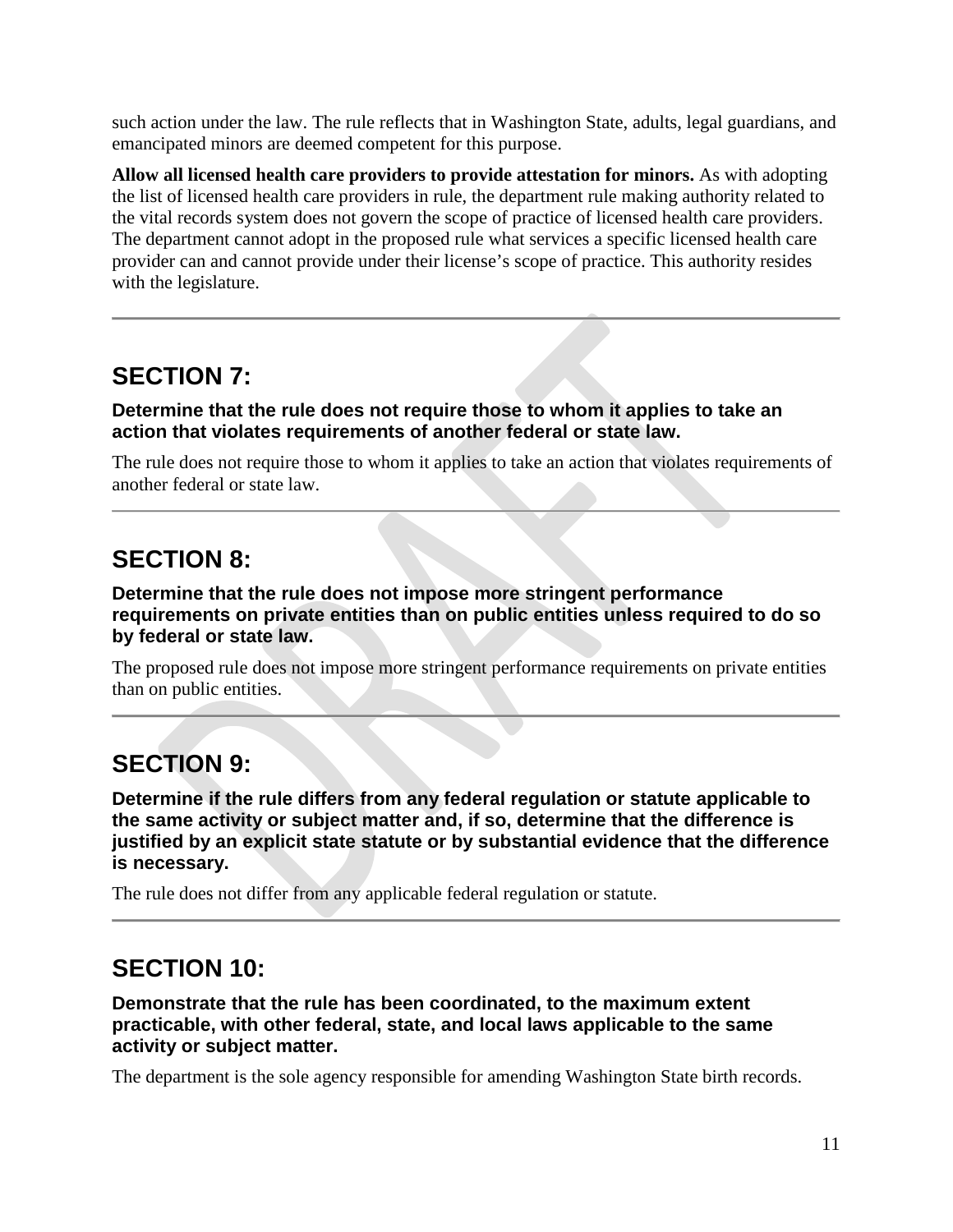such action under the law. The rule reflects that in Washington State, adults, legal guardians, and emancipated minors are deemed competent for this purpose.

**Allow all licensed health care providers to provide attestation for minors.** As with adopting the list of licensed health care providers in rule, the department rule making authority related to the vital records system does not govern the scope of practice of licensed health care providers. The department cannot adopt in the proposed rule what services a specific licensed health care provider can and cannot provide under their license's scope of practice. This authority resides with the legislature.

---

## SECTION 7:

**Determine that the rule does not require those to whom it applies to take an action that violates requirements of another federal or state law.**

The rule does not require those to whom it applies to take an action that violates requirements of another federal or state law.

---

## SECTION 8:

**Determine that the rule does not impose more stringent performance requirements on private entities than on public entities unless required to do so by federal or state law.**

The proposed rule does not impose more stringent performance requirements on private entities than on public entities.

---

## SECTION 9:

**Determine if the rule differs from any federal regulation or statute applicable to the same activity or subject matter and, if so, determine that the difference is justified by an explicit state statute or by substantial evidence that the difference is necessary.**

The rule does not differ from any applicable federal regulation or statute.

---

## SECTION 10:

**Demonstrate that the rule has been coordinated, to the maximum extent practicable, with other federal, state, and local laws applicable to the same activity or subject matter.**

The department is the sole agency responsible for amending Washington State birth records.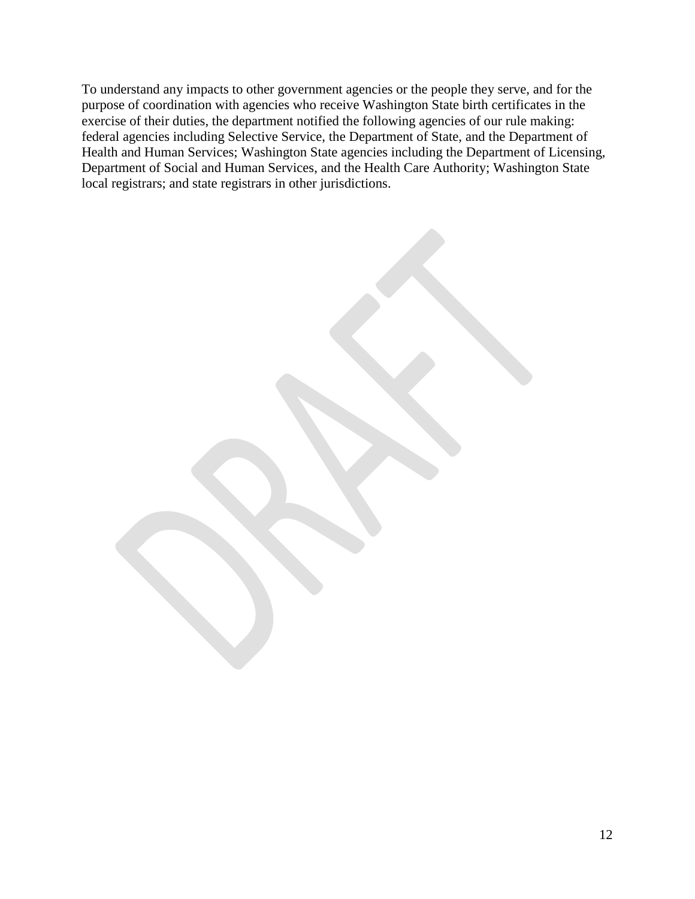To understand any impacts to other government agencies or the people they serve, and for the purpose of coordination with agencies who receive Washington State birth certificates in the exercise of their duties, the department notified the following agencies of our rule making: federal agencies including Selective Service, the Department of State, and the Department of Health and Human Services; Washington State agencies including the Department of Licensing, Department of Social and Human Services, and the Health Care Authority; Washington State local registrars; and state registrars in other jurisdictions.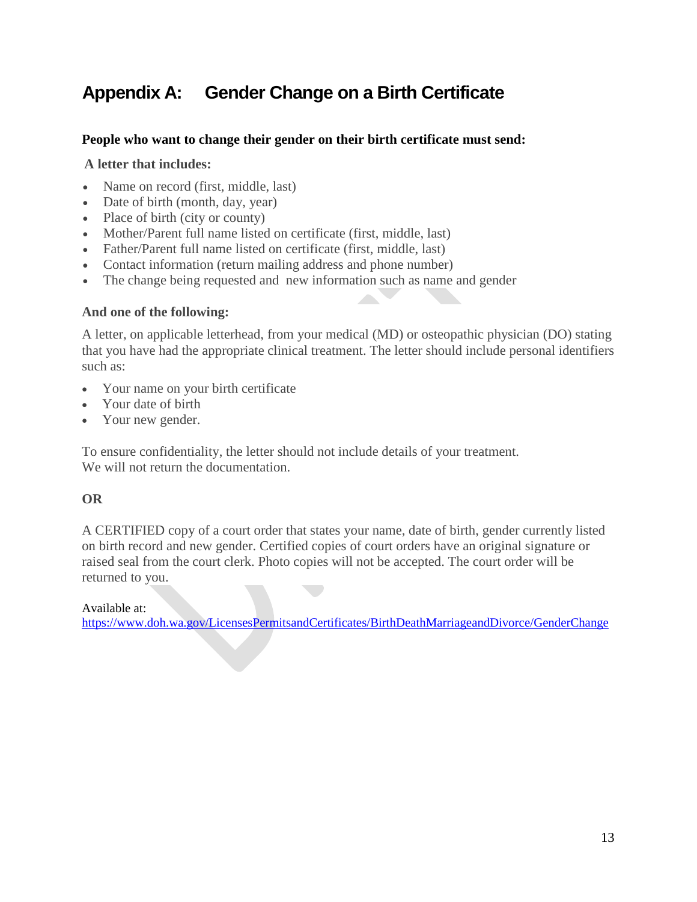# Appendix A: Gender Change on a Birth Certificate

**People who want to change their gender on their birth certificate must send:**

**A letter that includes:**

- Name on record (first, middle, last)
- Date of birth (month, day, year)
- Place of birth (city or county)
- Mother/Parent full name listed on certificate (first, middle, last)
- Father/Parent full name listed on certificate (first, middle, last)
- Contact information (return mailing address and phone number)
- The change being requested and new information such as name and gender

**And one of the following:**

A letter, on applicable letterhead, from your medical (MD) or osteopathic physician (DO) stating that you have had the appropriate clinical treatment. The letter should include personal identifiers such as:

- Your name on your birth certificate
- Your date of birth
- Your new gender.

To ensure confidentiality, the letter should not include details of your treatment.
We will not return the documentation.

**OR**

A CERTIFIED copy of a court order that states your name, date of birth, gender currently listed on birth record and new gender. Certified copies of court orders have an original signature or raised seal from the court clerk. Photo copies will not be accepted. The court order will be returned to you.

Available at:
https://www.doh.wa.gov/LicensesPermitsandCertificates/BirthDeathMarriageandDivorce/GenderChange